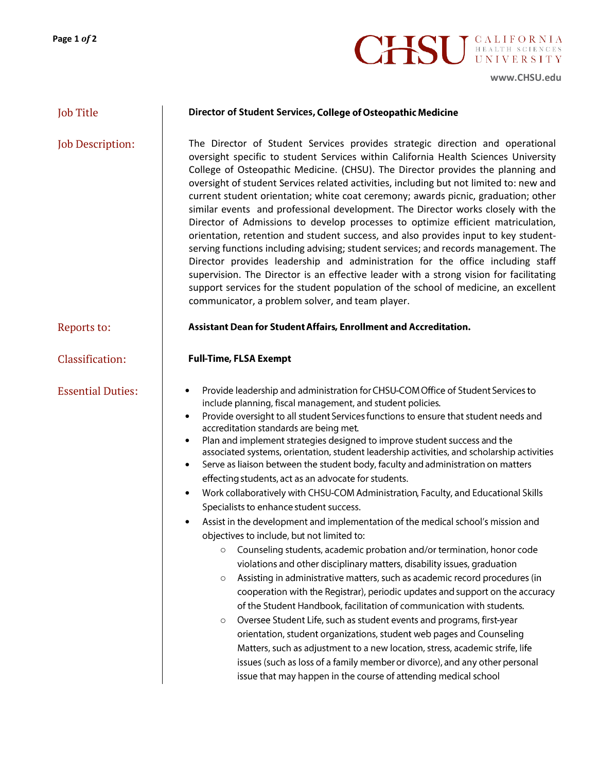**Job Title:** Director of Student Services, College of Osteopathic Medicine

**Job Description:**

The Director of Student Services provides strategic direction and operational oversight specific to student Services within California Health Sciences University College of Osteopathic Medicine. (CHSU). The Director provides the planning and oversight of student Services related activities, including but not limited to: new and current student orientation; white coat ceremony; awards picnic, graduation; other similar events and professional development. The Director works closely with the Director of Admissions to develop processes to optimize efficient matriculation, orientation, retention and student success, and also provides input to key student-serving functions including advising; student services; and records management. The Director provides leadership and administration for the office including staff supervision. The Director is an effective leader with a strong vision for facilitating support services for the student population of the school of medicine, an excellent communicator, a problem solver, and team player.

**Reports to:** Assistant Dean for Student Affairs, Enrollment and Accreditation.

**Classification:** Full-Time, FLSA Exempt

**Essential Duties:**

- Provide leadership and administration for CHSU-COM Office of Student Services to include planning, fiscal management, and student policies.
- Provide oversight to all student Services functions to ensure that student needs and accreditation standards are being met.
- Plan and implement strategies designed to improve student success and the associated systems, orientation, student leadership activities, and scholarship activities
- Serve as liaison between the student body, faculty and administration on matters effecting students, act as an advocate for students.
- Work collaboratively with CHSU-COM Administration, Faculty, and Educational Skills Specialists to enhance student success.
- Assist in the development and implementation of the medical school's mission and objectives to include, but not limited to:
  - Counseling students, academic probation and/or termination, honor code violations and other disciplinary matters, disability issues, graduation
  - Assisting in administrative matters, such as academic record procedures (in cooperation with the Registrar), periodic updates and support on the accuracy of the Student Handbook, facilitation of communication with students.
  - Oversee Student Life, such as student events and programs, first-year orientation, student organizations, student web pages and Counseling Matters, such as adjustment to a new location, stress, academic strife, life issues (such as loss of a family member or divorce), and any other personal issue that may happen in the course of attending medical school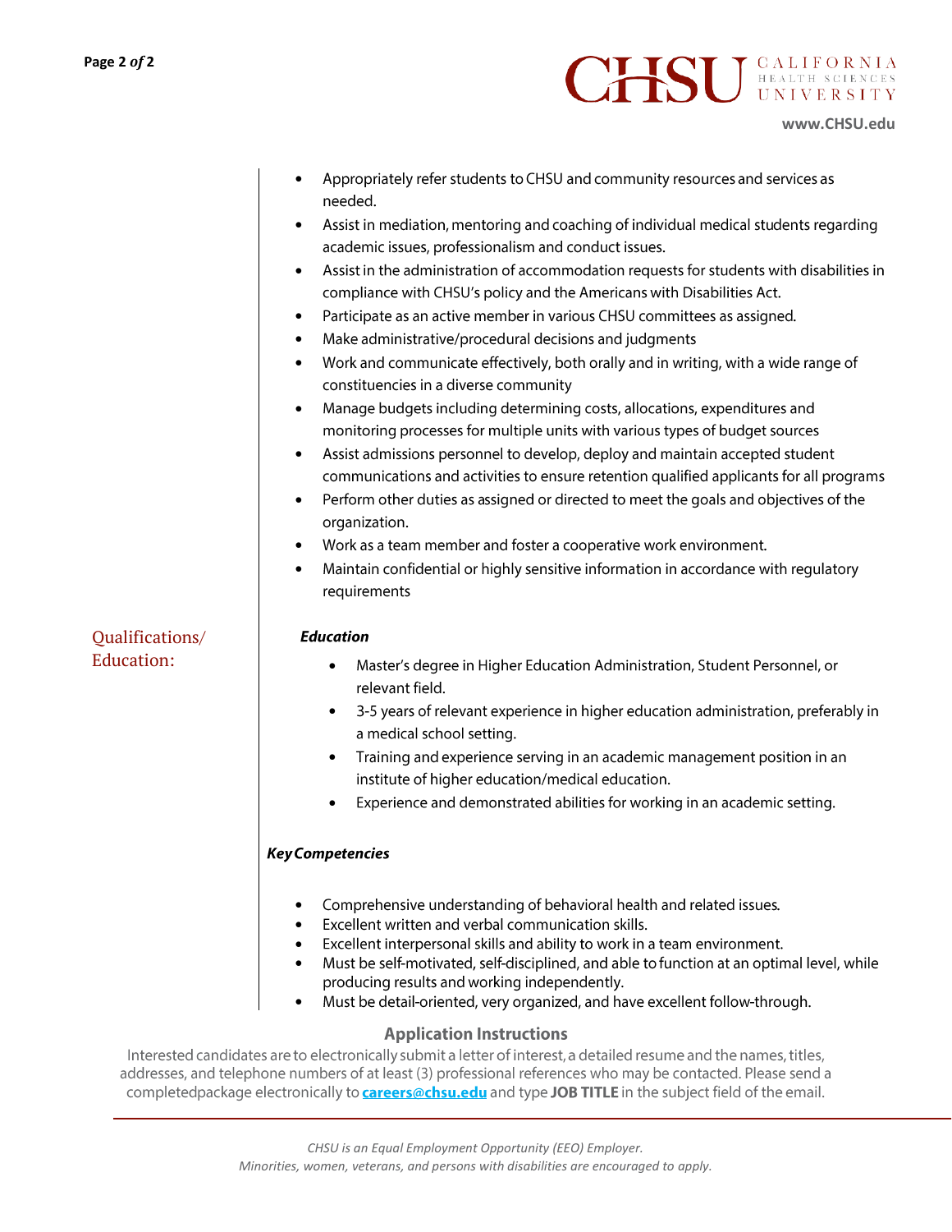- Appropriately refer students to CHSU and community resources and services as needed.
- Assist in mediation, mentoring and coaching of individual medical students regarding academic issues, professionalism and conduct issues.
- Assist in the administration of accommodation requests for students with disabilities in compliance with CHSU's policy and the Americans with Disabilities Act.
- Participate as an active member in various CHSU committees as assigned.
- Make administrative/procedural decisions and judgments
- Work and communicate effectively, both orally and in writing, with a wide range of constituencies in a diverse community
- Manage budgets including determining costs, allocations, expenditures and monitoring processes for multiple units with various types of budget sources
- Assist admissions personnel to develop, deploy and maintain accepted student communications and activities to ensure retention qualified applicants for all programs
- Perform other duties as assigned or directed to meet the goals and objectives of the organization.
- Work as a team member and foster a cooperative work environment.
- Maintain confidential or highly sensitive information in accordance with regulatory requirements

## Qualifications/ Education:

***Education***

- Master's degree in Higher Education Administration, Student Personnel, or relevant field.
- 3-5 years of relevant experience in higher education administration, preferably in a medical school setting.
- Training and experience serving in an academic management position in an institute of higher education/medical education.
- Experience and demonstrated abilities for working in an academic setting.

***Key Competencies***

- Comprehensive understanding of behavioral health and related issues.
- Excellent written and verbal communication skills.
- Excellent interpersonal skills and ability to work in a team environment.
- Must be self-motivated, self-disciplined, and able to function at an optimal level, while producing results and working independently.
- Must be detail-oriented, very organized, and have excellent follow-through.

## Application Instructions

Interested candidates are to electronically submit a letter of interest, a detailed resume and the names, titles, addresses, and telephone numbers of at least (3) professional references who may be contacted. Please send a completedpackage electronically to **careers@chsu.edu** and type **JOB TITLE** in the subject field of the email.

*CHSU is an Equal Employment Opportunity (EEO) Employer.*
*Minorities, women, veterans, and persons with disabilities are encouraged to apply.*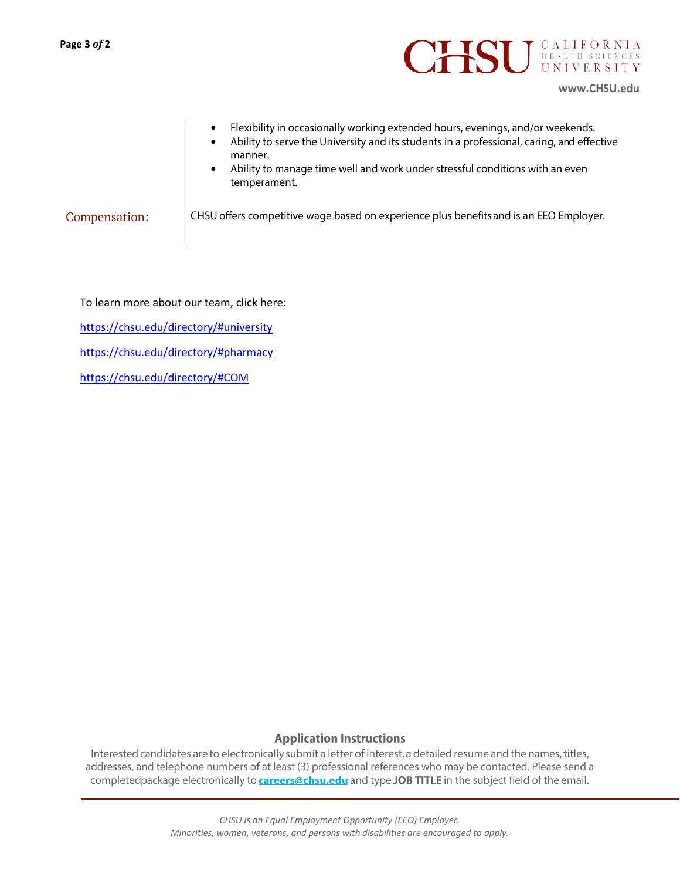- Flexibility in occasionally working extended hours, evenings, and/or weekends.
- Ability to serve the University and its students in a professional, caring, and effective manner.
- Ability to manage time well and work under stressful conditions with an even temperament.

**Compensation:** CHSU offers competitive wage based on experience plus benefits and is an EEO Employer.

To learn more about our team, click here:

https://chsu.edu/directory/#university

https://chsu.edu/directory/#pharmacy

https://chsu.edu/directory/#COM

## Application Instructions

Interested candidates are to electronically submit a letter of interest, a detailed resume and the names, titles, addresses, and telephone numbers of at least (3) professional references who may be contacted. Please send a completedpackage electronically to **careers@chsu.edu** and type **JOB TITLE** in the subject field of the email.

*CHSU is an Equal Employment Opportunity (EEO) Employer.*
*Minorities, women, veterans, and persons with disabilities are encouraged to apply.*